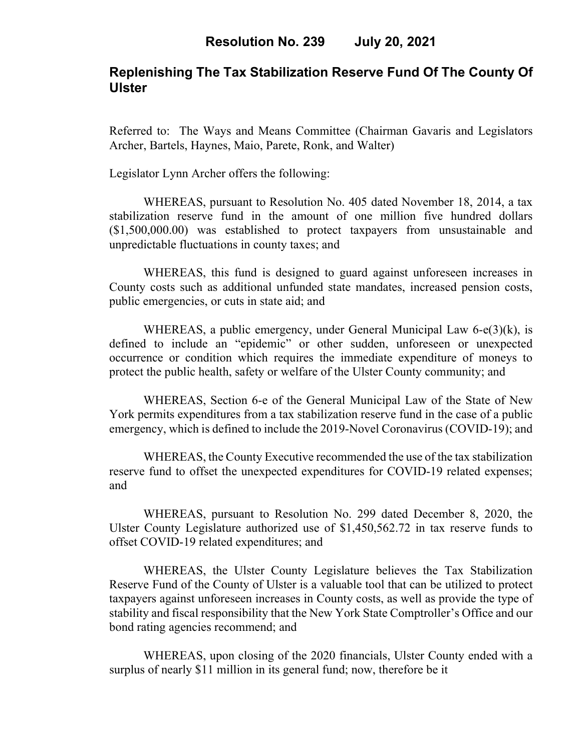**Resolution No. 239 July 20, 2021**

# Replenishing The Tax Stabilization Reserve Fund Of The County Of Ulster

Referred to: The Ways and Means Committee (Chairman Gavaris and Legislators Archer, Bartels, Haynes, Maio, Parete, Ronk, and Walter)

Legislator Lynn Archer offers the following:

WHEREAS, pursuant to Resolution No. 405 dated November 18, 2014, a tax stabilization reserve fund in the amount of one million five hundred dollars ($1,500,000.00) was established to protect taxpayers from unsustainable and unpredictable fluctuations in county taxes; and

WHEREAS, this fund is designed to guard against unforeseen increases in County costs such as additional unfunded state mandates, increased pension costs, public emergencies, or cuts in state aid; and

WHEREAS, a public emergency, under General Municipal Law 6-e(3)(k), is defined to include an "epidemic" or other sudden, unforeseen or unexpected occurrence or condition which requires the immediate expenditure of moneys to protect the public health, safety or welfare of the Ulster County community; and

WHEREAS, Section 6-e of the General Municipal Law of the State of New York permits expenditures from a tax stabilization reserve fund in the case of a public emergency, which is defined to include the 2019-Novel Coronavirus (COVID-19); and

WHEREAS, the County Executive recommended the use of the tax stabilization reserve fund to offset the unexpected expenditures for COVID-19 related expenses; and

WHEREAS, pursuant to Resolution No. 299 dated December 8, 2020, the Ulster County Legislature authorized use of $1,450,562.72 in tax reserve funds to offset COVID-19 related expenditures; and

WHEREAS, the Ulster County Legislature believes the Tax Stabilization Reserve Fund of the County of Ulster is a valuable tool that can be utilized to protect taxpayers against unforeseen increases in County costs, as well as provide the type of stability and fiscal responsibility that the New York State Comptroller's Office and our bond rating agencies recommend; and

WHEREAS, upon closing of the 2020 financials, Ulster County ended with a surplus of nearly $11 million in its general fund; now, therefore be it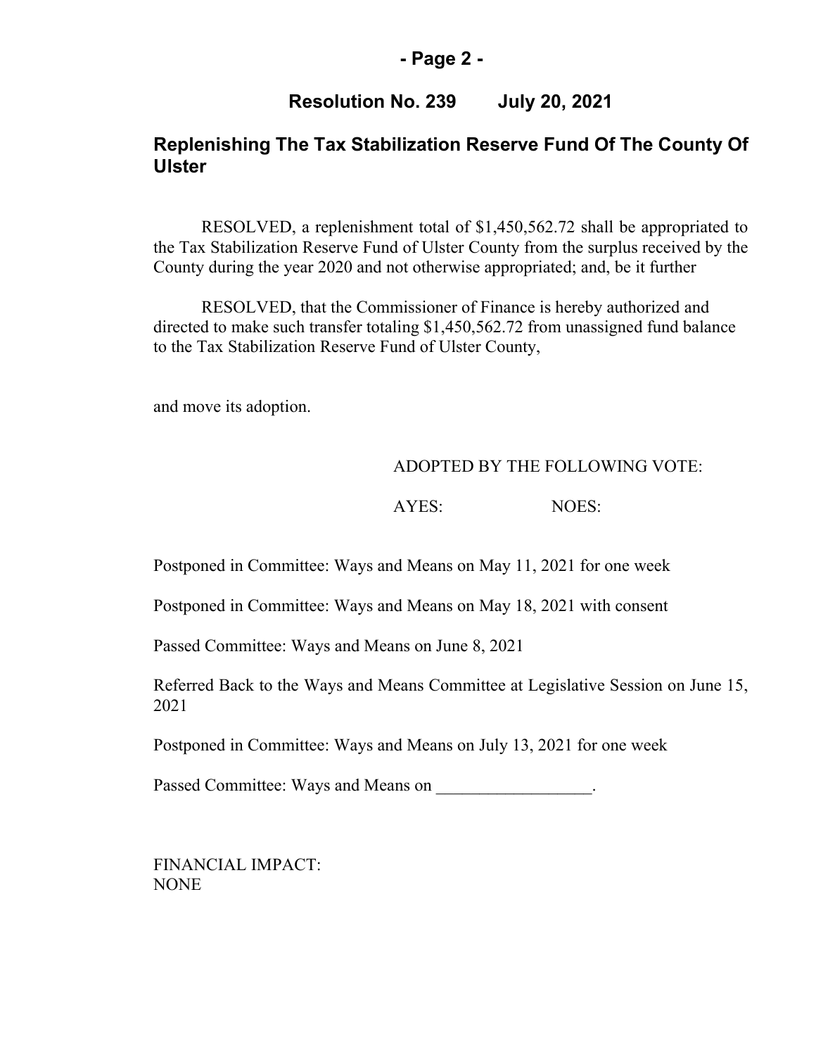## Resolution No. 239 July 20, 2021

## Replenishing The Tax Stabilization Reserve Fund Of The County Of Ulster

RESOLVED, a replenishment total of $1,450,562.72 shall be appropriated to the Tax Stabilization Reserve Fund of Ulster County from the surplus received by the County during the year 2020 and not otherwise appropriated; and, be it further

RESOLVED, that the Commissioner of Finance is hereby authorized and directed to make such transfer totaling $1,450,562.72 from unassigned fund balance to the Tax Stabilization Reserve Fund of Ulster County,

and move its adoption.

ADOPTED BY THE FOLLOWING VOTE:

AYES: NOES:

Postponed in Committee: Ways and Means on May 11, 2021 for one week

Postponed in Committee: Ways and Means on May 18, 2021 with consent

Passed Committee: Ways and Means on June 8, 2021

Referred Back to the Ways and Means Committee at Legislative Session on June 15, 2021

Postponed in Committee: Ways and Means on July 13, 2021 for one week

Passed Committee: Ways and Means on __________________.

FINANCIAL IMPACT:
NONE